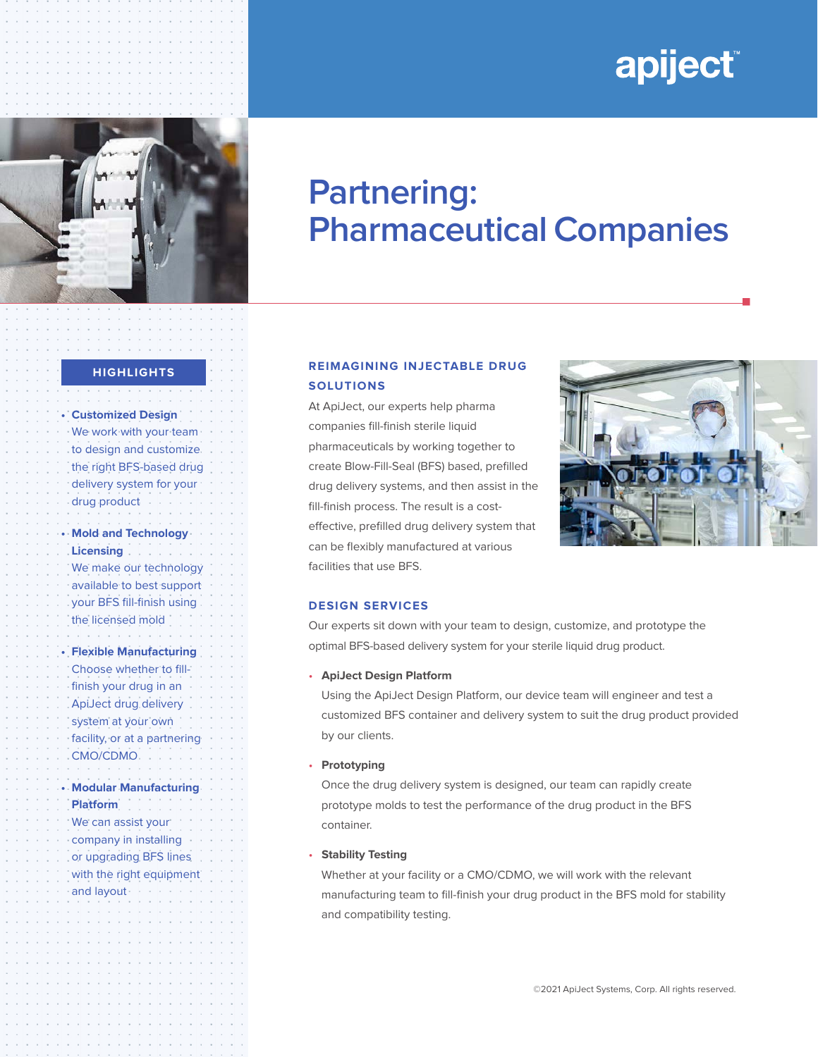apiject™

# Partnering: Pharmaceutical Companies

## HIGHLIGHTS

- **Customized Design**
  We work with your team to design and customize the right BFS-based drug delivery system for your drug product
- **Mold and Technology Licensing**
  We make our technology available to best support your BFS fill-finish using the licensed mold
- **Flexible Manufacturing**
  Choose whether to fill-finish your drug in an ApiJect drug delivery system at your own facility, or at a partnering CMO/CDMO
- **Modular Manufacturing Platform**
  We can assist your company in installing or upgrading BFS lines with the right equipment and layout

## REIMAGINING INJECTABLE DRUG SOLUTIONS

At ApiJect, our experts help pharma companies fill-finish sterile liquid pharmaceuticals by working together to create Blow-Fill-Seal (BFS) based, prefilled drug delivery systems, and then assist in the fill-finish process. The result is a cost-effective, prefilled drug delivery system that can be flexibly manufactured at various facilities that use BFS.

## DESIGN SERVICES

Our experts sit down with your team to design, customize, and prototype the optimal BFS-based delivery system for your sterile liquid drug product.

- **ApiJect Design Platform**
  Using the ApiJect Design Platform, our device team will engineer and test a customized BFS container and delivery system to suit the drug product provided by our clients.
- **Prototyping**
  Once the drug delivery system is designed, our team can rapidly create prototype molds to test the performance of the drug product in the BFS container.
- **Stability Testing**
  Whether at your facility or a CMO/CDMO, we will work with the relevant manufacturing team to fill-finish your drug product in the BFS mold for stability and compatibility testing.

©2021 ApiJect Systems, Corp. All rights reserved.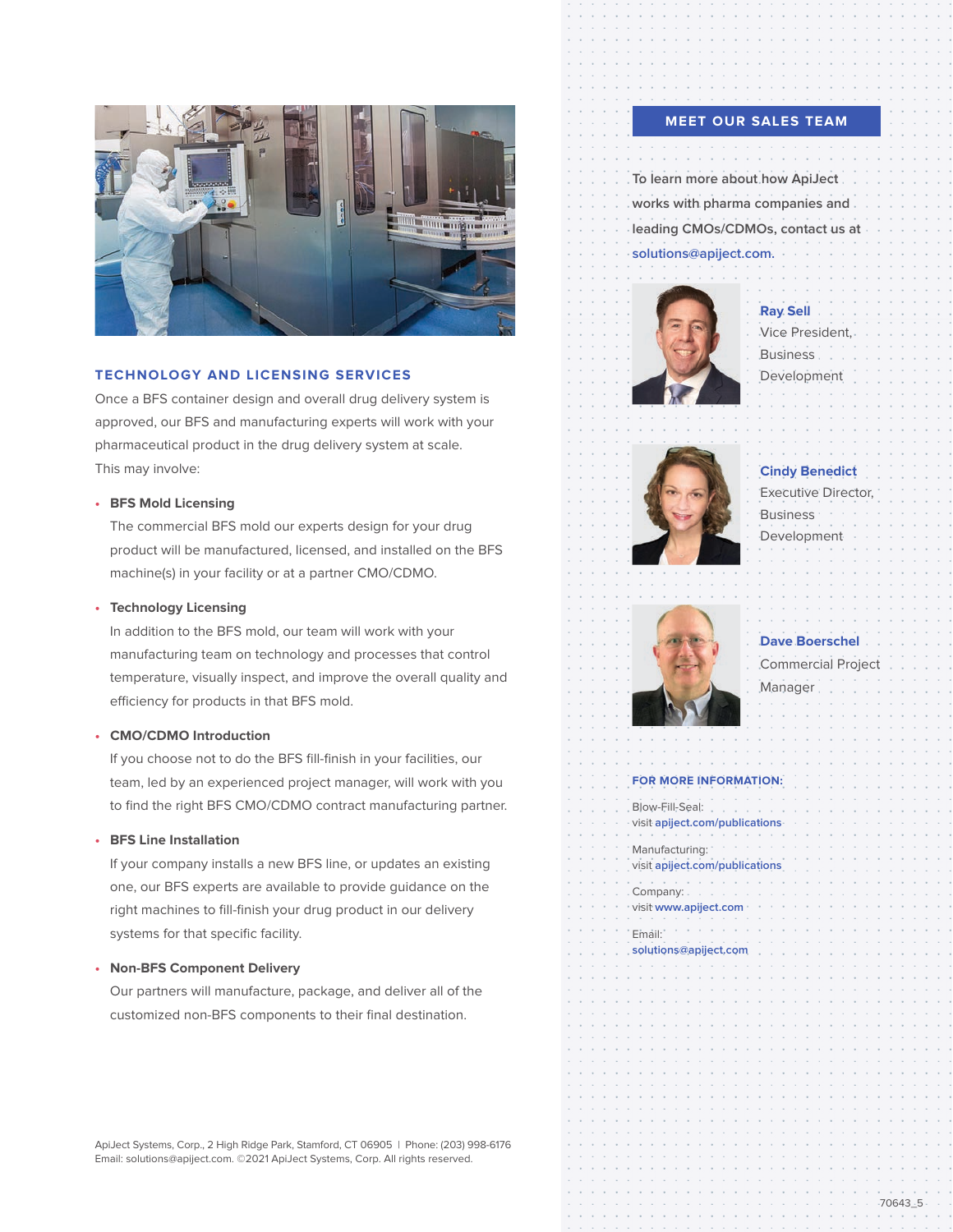## TECHNOLOGY AND LICENSING SERVICES

Once a BFS container design and overall drug delivery system is approved, our BFS and manufacturing experts will work with your pharmaceutical product in the drug delivery system at scale. This may involve:

- **BFS Mold Licensing**
  The commercial BFS mold our experts design for your drug product will be manufactured, licensed, and installed on the BFS machine(s) in your facility or at a partner CMO/CDMO.

- **Technology Licensing**
  In addition to the BFS mold, our team will work with your manufacturing team on technology and processes that control temperature, visually inspect, and improve the overall quality and efficiency for products in that BFS mold.

- **CMO/CDMO Introduction**
  If you choose not to do the BFS fill-finish in your facilities, our team, led by an experienced project manager, will work with you to find the right BFS CMO/CDMO contract manufacturing partner.

- **BFS Line Installation**
  If your company installs a new BFS line, or updates an existing one, our BFS experts are available to provide guidance on the right machines to fill-finish your drug product in our delivery systems for that specific facility.

- **Non-BFS Component Delivery**
  Our partners will manufacture, package, and deliver all of the customized non-BFS components to their final destination.

ApiJect Systems, Corp., 2 High Ridge Park, Stamford, CT 06905 | Phone: (203) 998-6176
Email: solutions@apiject.com. ©2021 ApiJect Systems, Corp. All rights reserved.

## MEET OUR SALES TEAM

To learn more about how ApiJect works with pharma companies and leading CMOs/CDMOs, contact us at solutions@apiject.com.

**Ray Sell**
Vice President, Business Development

**Cindy Benedict**
Executive Director, Business Development

**Dave Boerschel**
Commercial Project Manager

### FOR MORE INFORMATION:

Blow-Fill-Seal:
visit apiject.com/publications

Manufacturing:
visit apiject.com/publications

Company:
visit www.apiject.com

Email:
solutions@apiject.com

70643_5